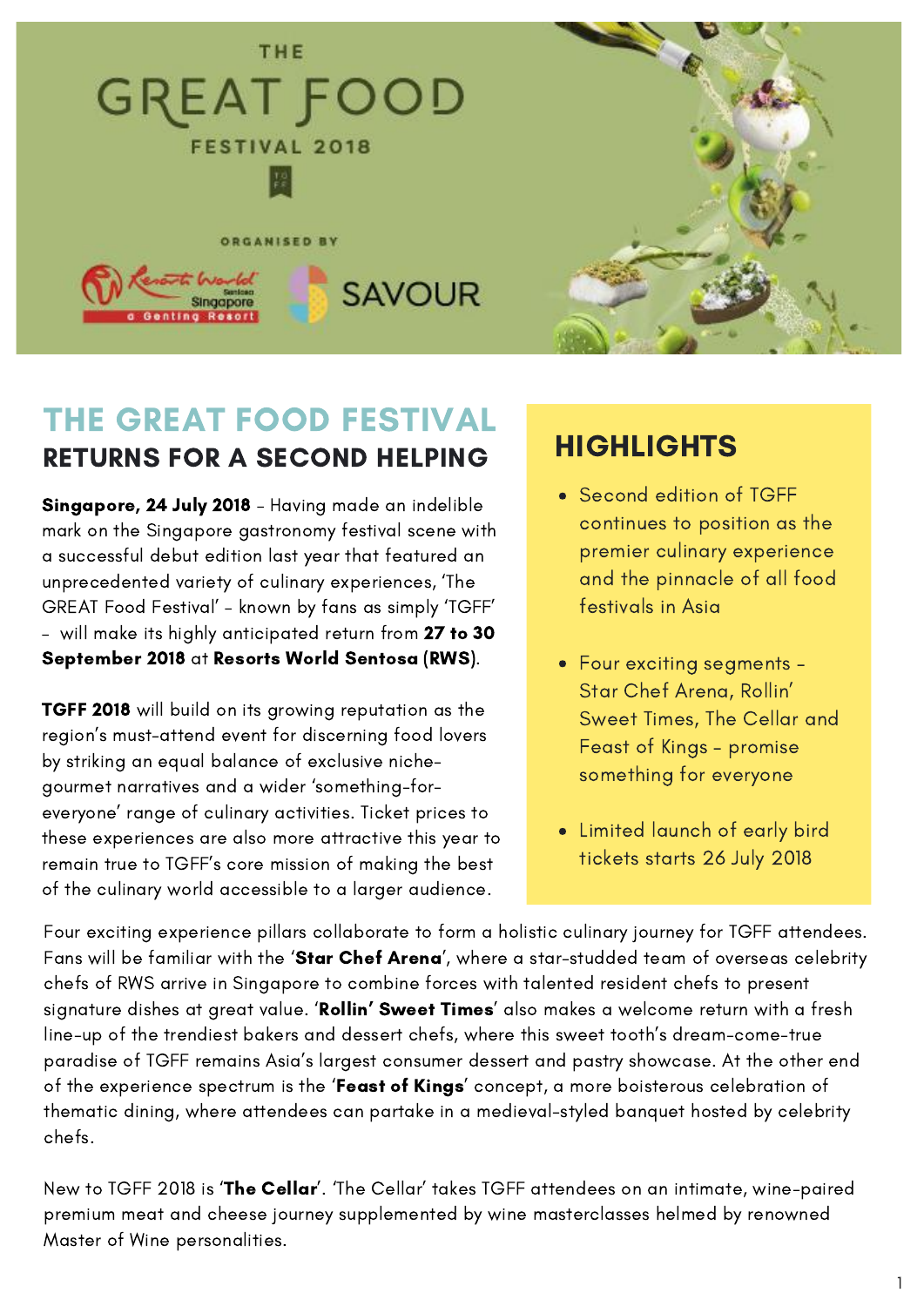THE GREAT FOOD FESTIVAL 2018

ORGANISED BY

Resorts World Sentosa Singapore a Genting Resort

SAVOUR

# THE GREAT FOOD FESTIVAL

## RETURNS FOR A SECOND HELPING

**Singapore, 24 July 2018** – Having made an indelible mark on the Singapore gastronomy festival scene with a successful debut edition last year that featured an unprecedented variety of culinary experiences, 'The GREAT Food Festival' – known by fans as simply 'TGFF' – will make its highly anticipated return from **27 to 30 September 2018** at **Resorts World Sentosa (RWS)**.

**TGFF 2018** will build on its growing reputation as the region's must-attend event for discerning food lovers by striking an equal balance of exclusive niche-gourmet narratives and a wider 'something-for-everyone' range of culinary activities. Ticket prices to these experiences are also more attractive this year to remain true to TGFF's core mission of making the best of the culinary world accessible to a larger audience.

## HIGHLIGHTS

- Second edition of TGFF continues to position as the premier culinary experience and the pinnacle of all food festivals in Asia
- Four exciting segments – Star Chef Arena, Rollin' Sweet Times, The Cellar and Feast of Kings – promise something for everyone
- Limited launch of early bird tickets starts 26 July 2018

Four exciting experience pillars collaborate to form a holistic culinary journey for TGFF attendees. Fans will be familiar with the '**Star Chef Arena**', where a star-studded team of overseas celebrity chefs of RWS arrive in Singapore to combine forces with talented resident chefs to present signature dishes at great value. '**Rollin' Sweet Times**' also makes a welcome return with a fresh line-up of the trendiest bakers and dessert chefs, where this sweet tooth's dream-come-true paradise of TGFF remains Asia's largest consumer dessert and pastry showcase. At the other end of the experience spectrum is the '**Feast of Kings**' concept, a more boisterous celebration of thematic dining, where attendees can partake in a medieval-styled banquet hosted by celebrity chefs.

New to TGFF 2018 is '**The Cellar**'. 'The Cellar' takes TGFF attendees on an intimate, wine-paired premium meat and cheese journey supplemented by wine masterclasses helmed by renowned Master of Wine personalities.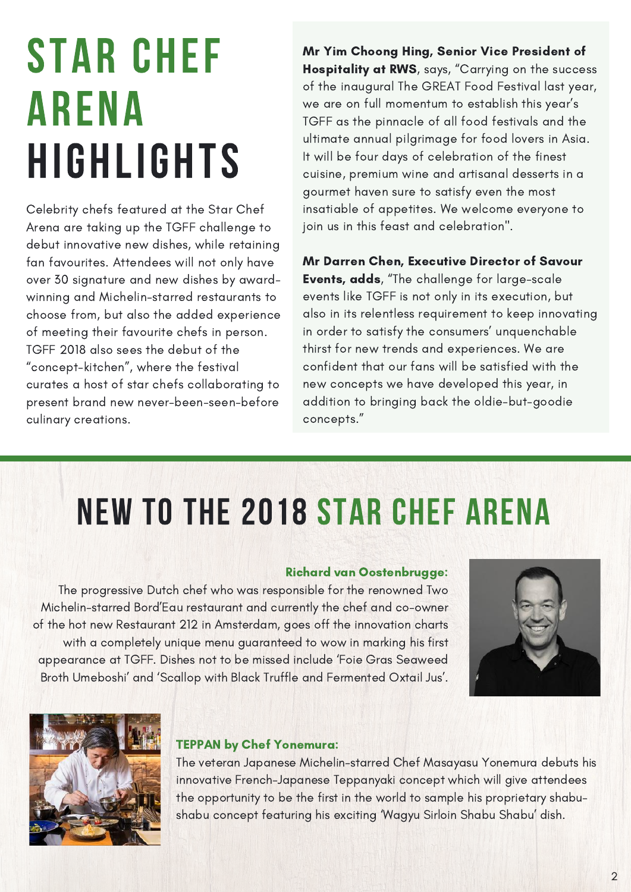# STAR CHEF ARENA HIGHLIGHTS

Celebrity chefs featured at the Star Chef Arena are taking up the TGFF challenge to debut innovative new dishes, while retaining fan favourites. Attendees will not only have over 30 signature and new dishes by award-winning and Michelin-starred restaurants to choose from, but also the added experience of meeting their favourite chefs in person. TGFF 2018 also sees the debut of the "concept-kitchen", where the festival curates a host of star chefs collaborating to present brand new never-been-seen-before culinary creations.

**Mr Yim Choong Hing, Senior Vice President of Hospitality at RWS**, says, "Carrying on the success of the inaugural The GREAT Food Festival last year, we are on full momentum to establish this year's TGFF as the pinnacle of all food festivals and the ultimate annual pilgrimage for food lovers in Asia. It will be four days of celebration of the finest cuisine, premium wine and artisanal desserts in a gourmet haven sure to satisfy even the most insatiable of appetites. We welcome everyone to join us in this feast and celebration".

**Mr Darren Chen, Executive Director of Savour Events, adds**, "The challenge for large-scale events like TGFF is not only in its execution, but also in its relentless requirement to keep innovating in order to satisfy the consumers' unquenchable thirst for new trends and experiences. We are confident that our fans will be satisfied with the new concepts we have developed this year, in addition to bringing back the oldie-but-goodie concepts."

## NEW TO THE 2018 STAR CHEF ARENA

**Richard van Oostenbrugge:**

The progressive Dutch chef who was responsible for the renowned Two Michelin-starred Bord'Eau restaurant and currently the chef and co-owner of the hot new Restaurant 212 in Amsterdam, goes off the innovation charts with a completely unique menu guaranteed to wow in marking his first appearance at TGFF. Dishes not to be missed include 'Foie Gras Seaweed Broth Umeboshi' and 'Scallop with Black Truffle and Fermented Oxtail Jus'.

**TEPPAN by Chef Yonemura:**

The veteran Japanese Michelin-starred Chef Masayasu Yonemura debuts his innovative French-Japanese Teppanyaki concept which will give attendees the opportunity to be the first in the world to sample his proprietary shabu-shabu concept featuring his exciting 'Wagyu Sirloin Shabu Shabu' dish.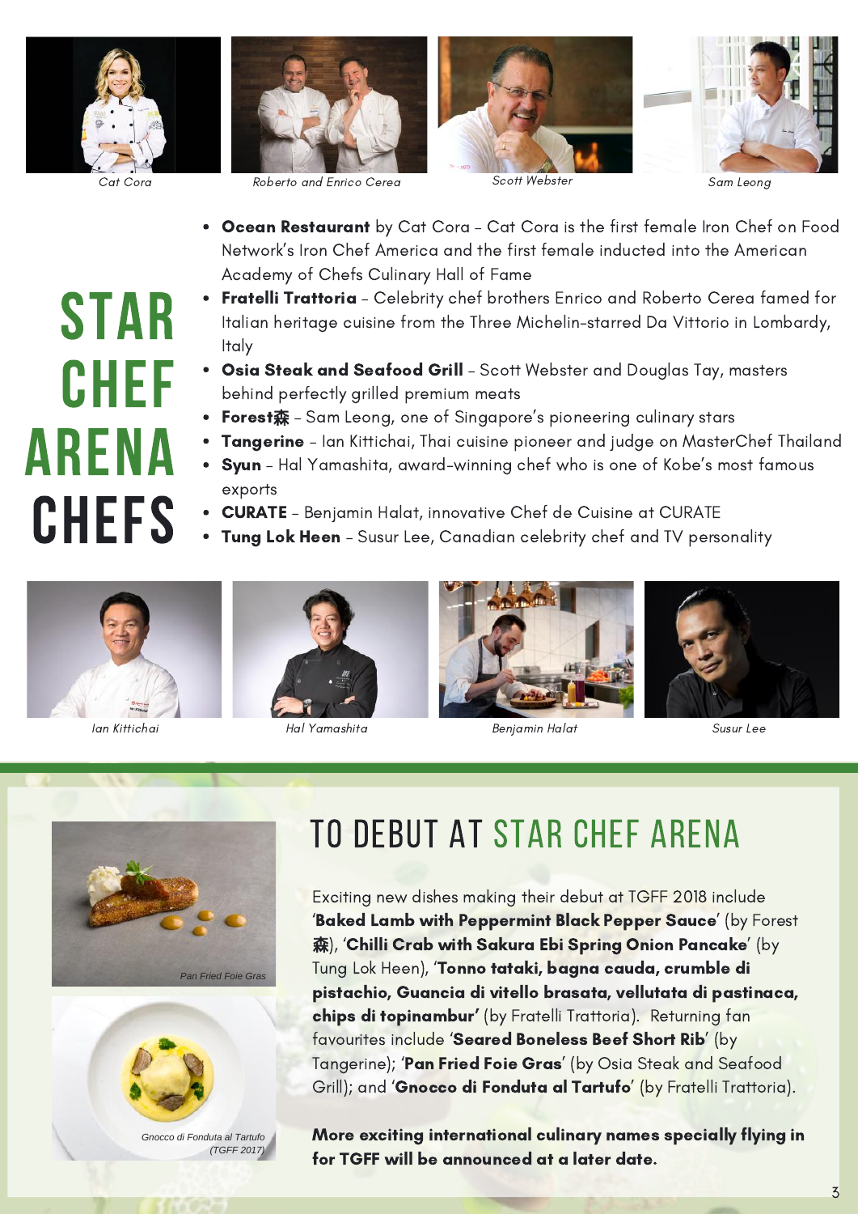Cat Cora

Roberto and Enrico Cerea

Scott Webster

Sam Leong

# STAR CHEF ARENA CHEFS

- **Ocean Restaurant** by Cat Cora – Cat Cora is the first female Iron Chef on Food Network's Iron Chef America and the first female inducted into the American Academy of Chefs Culinary Hall of Fame
- **Fratelli Trattoria** – Celebrity chef brothers Enrico and Roberto Cerea famed for Italian heritage cuisine from the Three Michelin-starred Da Vittorio in Lombardy, Italy
- **Osia Steak and Seafood Grill** – Scott Webster and Douglas Tay, masters behind perfectly grilled premium meats
- **Forest森** – Sam Leong, one of Singapore's pioneering culinary stars
- **Tangerine** – Ian Kittichai, Thai cuisine pioneer and judge on MasterChef Thailand
- **Syun** – Hal Yamashita, award-winning chef who is one of Kobe's most famous exports
- **CURATE** – Benjamin Halat, innovative Chef de Cuisine at CURATE
- **Tung Lok Heen** – Susur Lee, Canadian celebrity chef and TV personality

Ian Kittichai

Hal Yamashita

Benjamin Halat

Susur Lee

## TO DEBUT AT STAR CHEF ARENA

Pan Fried Foie Gras

Gnocco di Fonduta al Tartufo (TGFF 2017)

Exciting new dishes making their debut at TGFF 2018 include '**Baked Lamb with Peppermint Black Pepper Sauce**' (by Forest 森), '**Chilli Crab with Sakura Ebi Spring Onion Pancake**' (by Tung Lok Heen), '**Tonno tataki, bagna cauda, crumble di pistachio, Guancia di vitello brasata, vellutata di pastinaca, chips di topinambur'** (by Fratelli Trattoria). Returning fan favourites include '**Seared Boneless Beef Short Rib**' (by Tangerine); '**Pan Fried Foie Gras**' (by Osia Steak and Seafood Grill); and '**Gnocco di Fonduta al Tartufo**' (by Fratelli Trattoria).

**More exciting international culinary names specially flying in for TGFF will be announced at a later date.**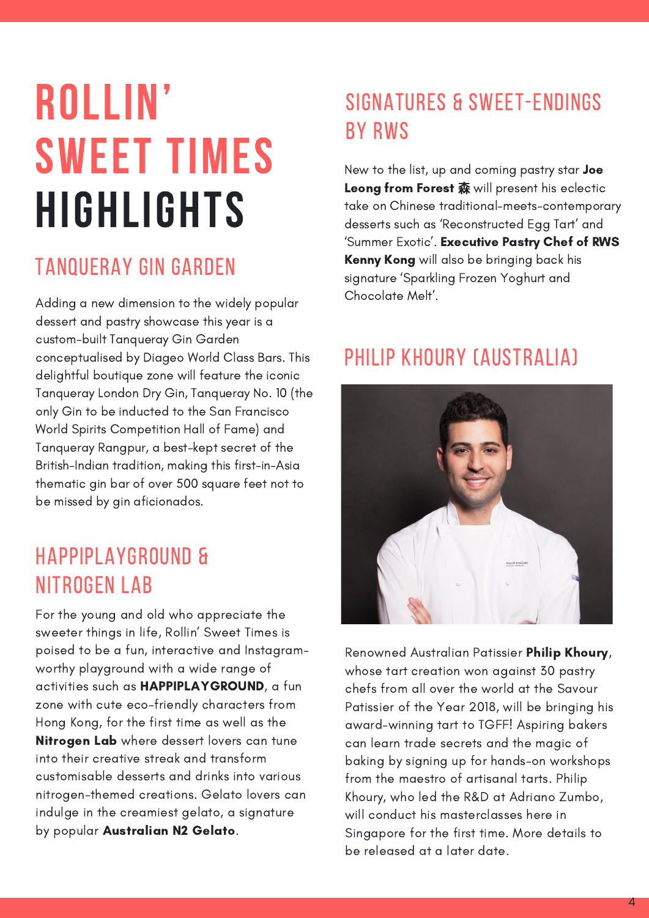# ROLLIN' SWEET TIMES HIGHLIGHTS

## TANQUERAY GIN GARDEN

Adding a new dimension to the widely popular dessert and pastry showcase this year is a custom-built Tanqueray Gin Garden conceptualised by Diageo World Class Bars. This delightful boutique zone will feature the iconic Tanqueray London Dry Gin, Tanqueray No. 10 (the only Gin to be inducted to the San Francisco World Spirits Competition Hall of Fame) and Tanqueray Rangpur, a best-kept secret of the British-Indian tradition, making this first-in-Asia thematic gin bar of over 500 square feet not to be missed by gin aficionados.

## HAPPIPLAYGROUND & NITROGEN LAB

For the young and old who appreciate the sweeter things in life, Rollin' Sweet Times is poised to be a fun, interactive and Instagram-worthy playground with a wide range of activities such as **HAPPIPLAYGROUND**, a fun zone with cute eco-friendly characters from Hong Kong, for the first time as well as the **Nitrogen Lab** where dessert lovers can tune into their creative streak and transform customisable desserts and drinks into various nitrogen-themed creations. Gelato lovers can indulge in the creamiest gelato, a signature by popular **Australian N2 Gelato**.

## SIGNATURES & SWEET-ENDINGS BY RWS

New to the list, up and coming pastry star **Joe Leong from Forest 森** will present his eclectic take on Chinese traditional-meets-contemporary desserts such as 'Reconstructed Egg Tart' and 'Summer Exotic'. **Executive Pastry Chef of RWS Kenny Kong** will also be bringing back his signature 'Sparkling Frozen Yoghurt and Chocolate Melt'.

## PHILIP KHOURY (AUSTRALIA)

Renowned Australian Patissier **Philip Khoury**, whose tart creation won against 30 pastry chefs from all over the world at the Savour Patissier of the Year 2018, will be bringing his award-winning tart to TGFF! Aspiring bakers can learn trade secrets and the magic of baking by signing up for hands-on workshops from the maestro of artisanal tarts. Philip Khoury, who led the R&D at Adriano Zumbo, will conduct his masterclasses here in Singapore for the first time. More details to be released at a later date.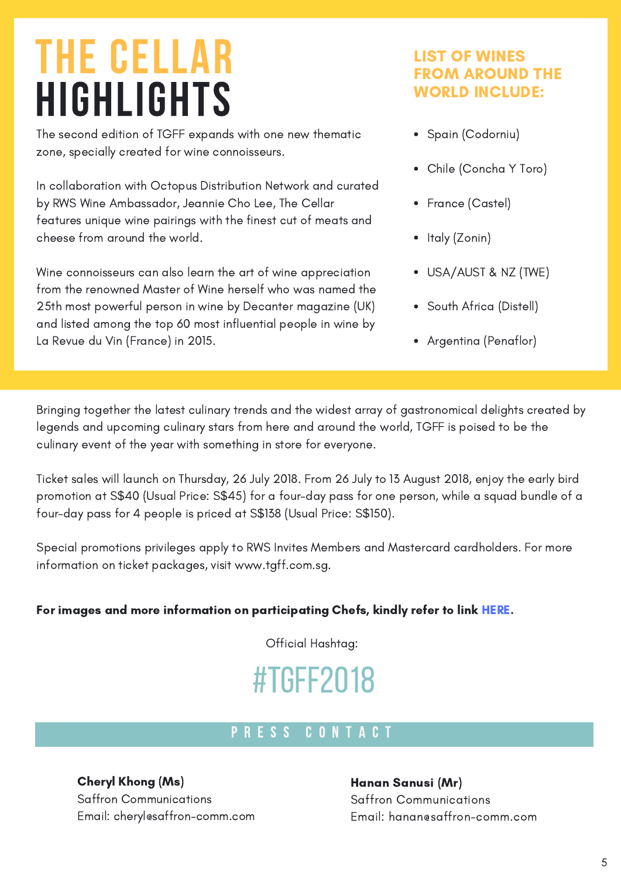# THE CELLAR HIGHLIGHTS

The second edition of TGFF expands with one new thematic zone, specially created for wine connoisseurs.

In collaboration with Octopus Distribution Network and curated by RWS Wine Ambassador, Jeannie Cho Lee, The Cellar features unique wine pairings with the finest cut of meats and cheese from around the world.

Wine connoisseurs can also learn the art of wine appreciation from the renowned Master of Wine herself who was named the 25th most powerful person in wine by Decanter magazine (UK) and listed among the top 60 most influential people in wine by La Revue du Vin (France) in 2015.

### LIST OF WINES FROM AROUND THE WORLD INCLUDE:

- Spain (Codorniu)
- Chile (Concha Y Toro)
- France (Castel)
- Italy (Zonin)
- USA/AUST & NZ (TWE)
- South Africa (Distell)
- Argentina (Penaflor)

Bringing together the latest culinary trends and the widest array of gastronomical delights created by legends and upcoming culinary stars from here and around the world, TGFF is poised to be the culinary event of the year with something in store for everyone.

Ticket sales will launch on Thursday, 26 July 2018. From 26 July to 13 August 2018, enjoy the early bird promotion at S$40 (Usual Price: S$45) for a four-day pass for one person, while a squad bundle of a four-day pass for 4 people is priced at S$138 (Usual Price: S$150).

Special promotions privileges apply to RWS Invites Members and Mastercard cardholders. For more information on ticket packages, visit www.tgff.com.sg.

**For images and more information on participating Chefs, kindly refer to link HERE.**

Official Hashtag:

## #TGFF2018

## PRESS CONTACT

**Cheryl Khong (Ms)**
Saffron Communications
Email: cheryl@saffron-comm.com

**Hanan Sanusi (Mr)**
Saffron Communications
Email: hanan@saffron-comm.com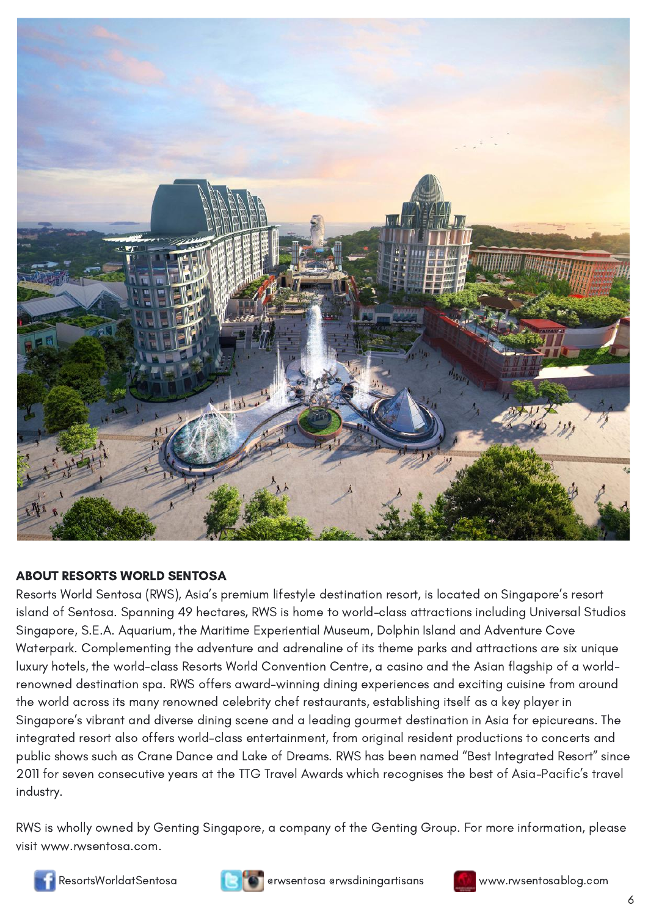**ABOUT RESORTS WORLD SENTOSA**

Resorts World Sentosa (RWS), Asia's premium lifestyle destination resort, is located on Singapore's resort island of Sentosa. Spanning 49 hectares, RWS is home to world-class attractions including Universal Studios Singapore, S.E.A. Aquarium, the Maritime Experiential Museum, Dolphin Island and Adventure Cove Waterpark. Complementing the adventure and adrenaline of its theme parks and attractions are six unique luxury hotels, the world-class Resorts World Convention Centre, a casino and the Asian flagship of a world-renowned destination spa. RWS offers award-winning dining experiences and exciting cuisine from around the world across its many renowned celebrity chef restaurants, establishing itself as a key player in Singapore's vibrant and diverse dining scene and a leading gourmet destination in Asia for epicureans. The integrated resort also offers world-class entertainment, from original resident productions to concerts and public shows such as Crane Dance and Lake of Dreams. RWS has been named "Best Integrated Resort" since 2011 for seven consecutive years at the TTG Travel Awards which recognises the best of Asia-Pacific's travel industry.

RWS is wholly owned by Genting Singapore, a company of the Genting Group. For more information, please visit www.rwsentosa.com.

ResortsWorldatSentosa @rwsentosa @rwsdiningartisans www.rwsentosablog.com